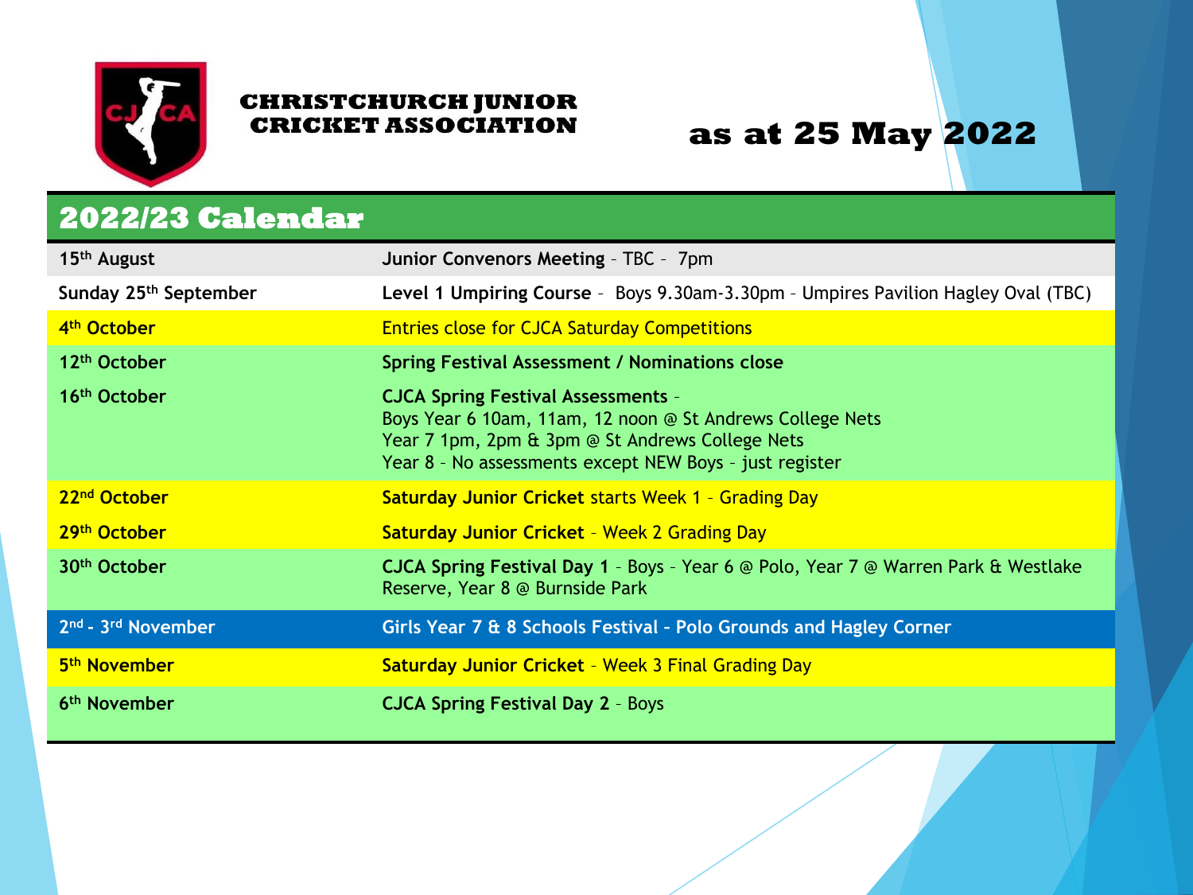# CHRISTCHURCH JUNIOR CRICKET ASSOCIATION

## as at 25 May 2022

## 2022/23 Calendar

| Date | Event |
|---|---|
| 15th August | **Junior Convenors Meeting** – TBC – 7pm |
| Sunday 25th September | **Level 1 Umpiring Course** – Boys 9.30am-3.30pm – Umpires Pavilion Hagley Oval (TBC) |
| 4th October | Entries close for CJCA Saturday Competitions |
| 12th October | **Spring Festival Assessment / Nominations close** |
| 16th October | **CJCA Spring Festival Assessments** – Boys Year 6 10am, 11am, 12 noon @ St Andrews College Nets<br>Year 7 1pm, 2pm & 3pm @ St Andrews College Nets<br>Year 8 – No assessments except NEW Boys – just register |
| 22nd October | **Saturday Junior Cricket** starts Week 1 – Grading Day |
| 29th October | **Saturday Junior Cricket** – Week 2 Grading Day |
| 30th October | **CJCA Spring Festival Day 1** – Boys – Year 6 @ Polo, Year 7 @ Warren Park & Westlake Reserve, Year 8 @ Burnside Park |
| 2nd - 3rd November | Girls Year 7 & 8 Schools Festival - Polo Grounds and Hagley Corner |
| 5th November | **Saturday Junior Cricket** – Week 3 Final Grading Day |
| 6th November | **CJCA Spring Festival Day 2** – Boys |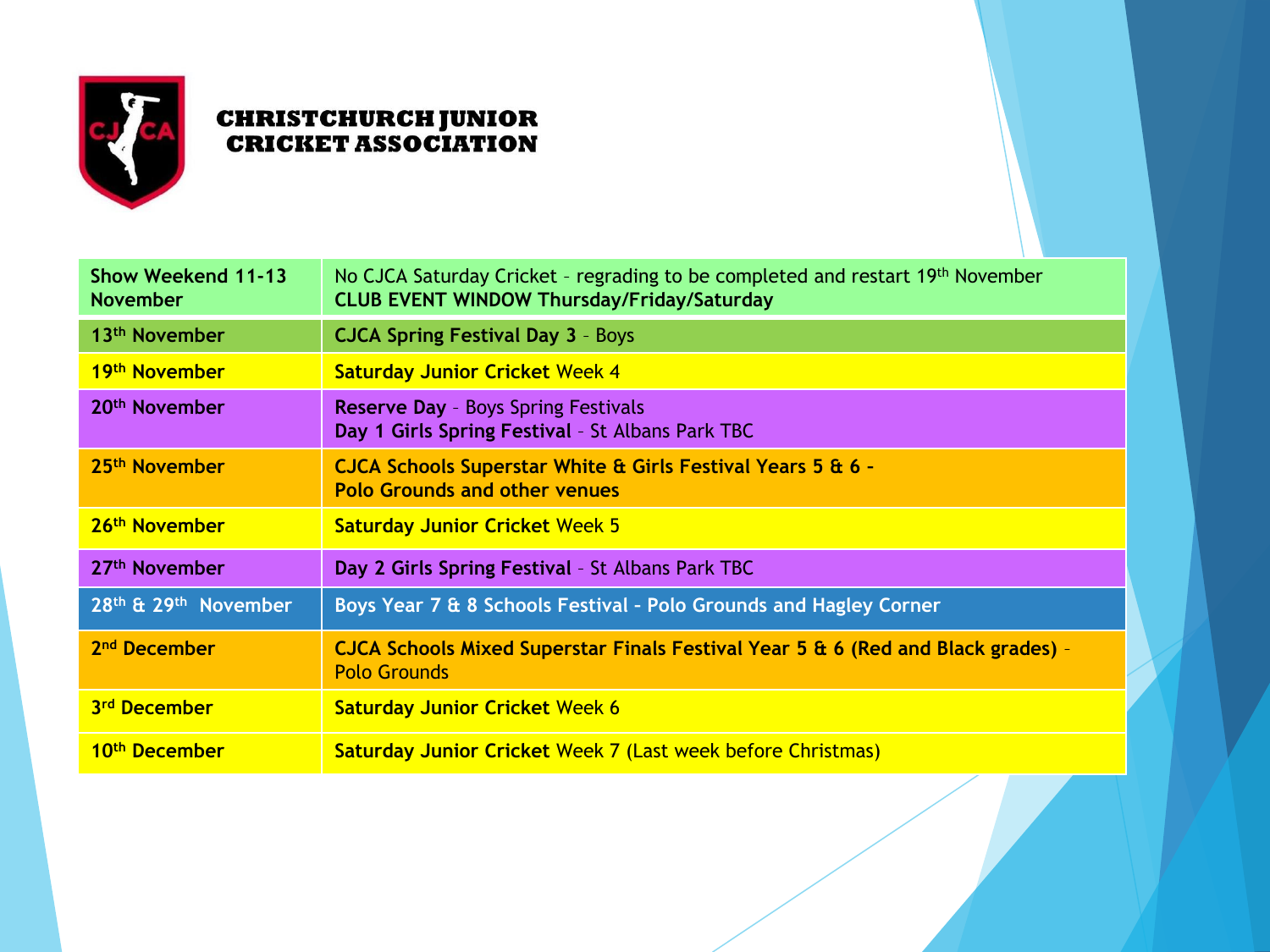# CHRISTCHURCH JUNIOR CRICKET ASSOCIATION

| | |
|---|---|
| **Show Weekend 11-13 November** | No CJCA Saturday Cricket - regrading to be completed and restart 19th November<br>**CLUB EVENT WINDOW Thursday/Friday/Saturday** |
| **13th November** | **CJCA Spring Festival Day 3** - Boys |
| **19th November** | **Saturday Junior Cricket** Week 4 |
| **20th November** | **Reserve Day** - Boys Spring Festivals<br>**Day 1 Girls Spring Festival** - St Albans Park TBC |
| **25th November** | **CJCA Schools Superstar White & Girls Festival Years 5 & 6 - Polo Grounds and other venues** |
| **26th November** | **Saturday Junior Cricket** Week 5 |
| **27th November** | **Day 2 Girls Spring Festival** - St Albans Park TBC |
| **28th & 29th November** | **Boys Year 7 & 8 Schools Festival - Polo Grounds and Hagley Corner** |
| **2nd December** | **CJCA Schools Mixed Superstar Finals Festival Year 5 & 6 (Red and Black grades)** - Polo Grounds |
| **3rd December** | **Saturday Junior Cricket** Week 6 |
| **10th December** | **Saturday Junior Cricket** Week 7 (Last week before Christmas) |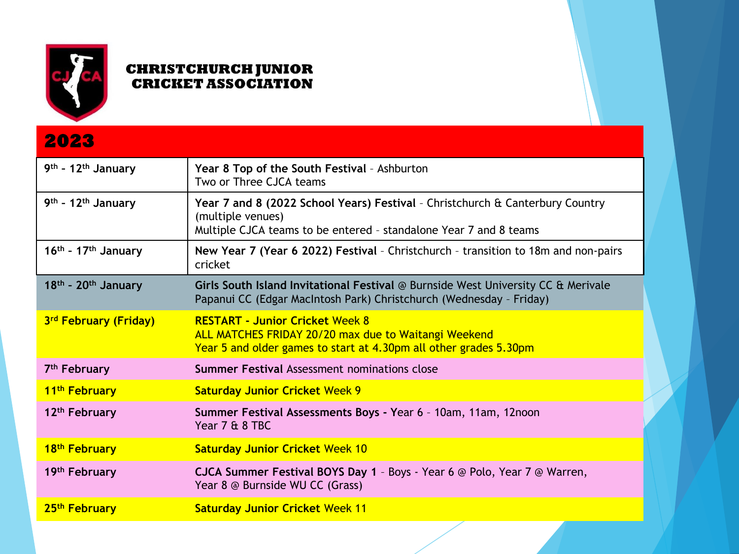**CHRISTCHURCH JUNIOR CRICKET ASSOCIATION**

## 2023

| | |
|---|---|
| 9th - 12th January | **Year 8 Top of the South Festival** – Ashburton<br>Two or Three CJCA teams |
| 9th - 12th January | **Year 7 and 8 (2022 School Years) Festival** – Christchurch & Canterbury Country (multiple venues)<br>Multiple CJCA teams to be entered – standalone Year 7 and 8 teams |
| 16th - 17th January | **New Year 7 (Year 6 2022) Festival** – Christchurch – transition to 18m and non-pairs cricket |
| 18th - 20th January | **Girls South Island Invitational Festival** @ Burnside West University CC & Merivale Papanui CC (Edgar MacIntosh Park) Christchurch (Wednesday – Friday) |
| 3rd February (Friday) | **RESTART - Junior Cricket** Week 8<br>ALL MATCHES FRIDAY 20/20 max due to Waitangi Weekend<br>Year 5 and older games to start at 4.30pm all other grades 5.30pm |
| 7th February | **Summer Festival** Assessment nominations close |
| 11th February | **Saturday Junior Cricket** Week 9 |
| 12th February | **Summer Festival Assessments Boys -** Year 6 – 10am, 11am, 12noon<br>Year 7 & 8 TBC |
| 18th February | **Saturday Junior Cricket** Week 10 |
| 19th February | **CJCA Summer Festival BOYS Day 1** – Boys - Year 6 @ Polo, Year 7 @ Warren, Year 8 @ Burnside WU CC (Grass) |
| 25th February | **Saturday Junior Cricket** Week 11 |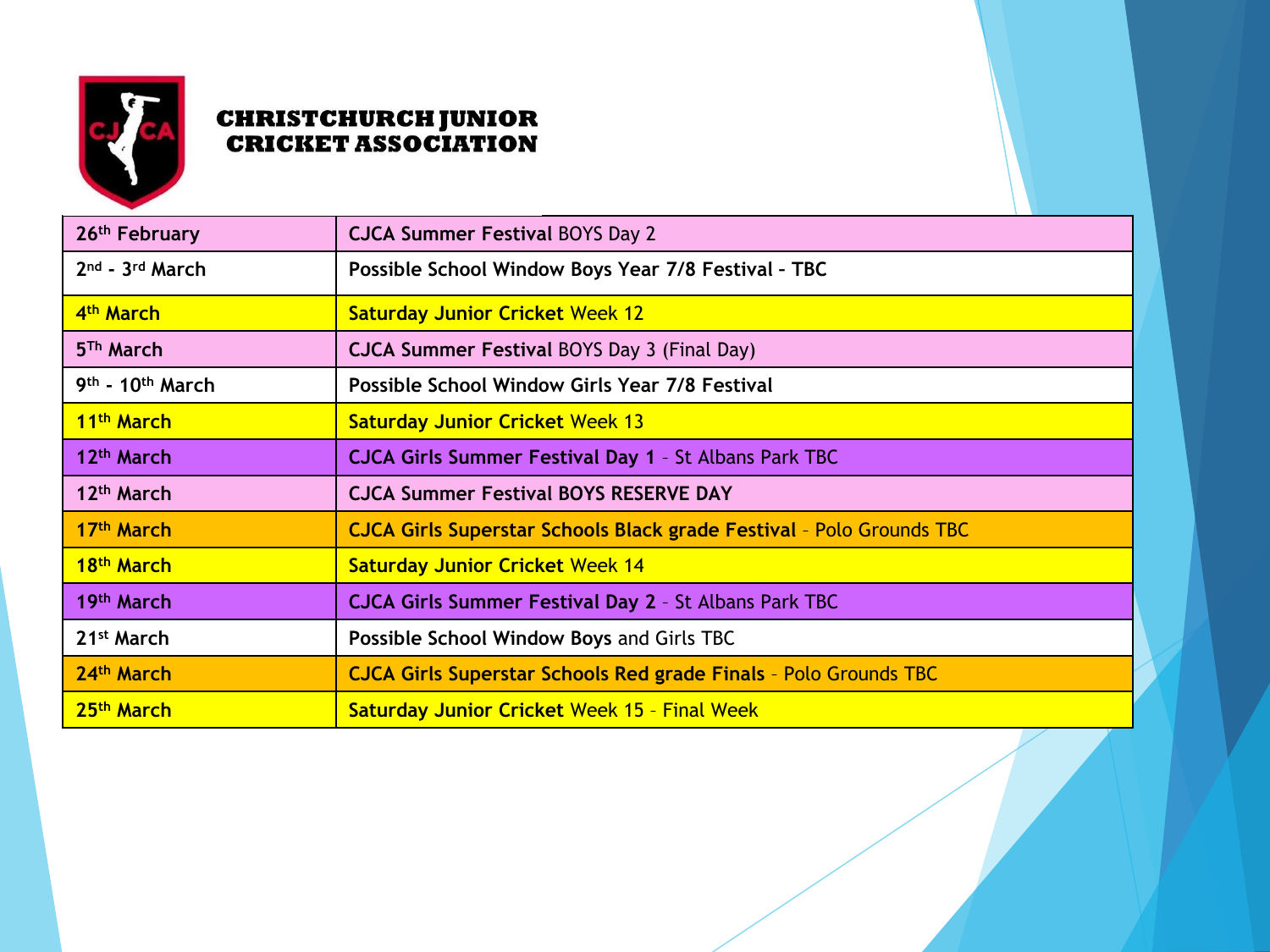# CHRISTCHURCH JUNIOR CRICKET ASSOCIATION

| | |
|---|---|
| **26th February** | **CJCA Summer Festival** BOYS Day 2 |
| **2nd - 3rd March** | **Possible School Window Boys Year 7/8 Festival - TBC** |
| **4th March** | **Saturday Junior Cricket** Week 12 |
| **5Th March** | **CJCA Summer Festival** BOYS Day 3 (Final Day) |
| **9th - 10th March** | **Possible School Window Girls Year 7/8 Festival** |
| **11th March** | **Saturday Junior Cricket** Week 13 |
| **12th March** | **CJCA Girls Summer Festival Day 1** – St Albans Park TBC |
| **12th March** | **CJCA Summer Festival BOYS RESERVE DAY** |
| **17th March** | **CJCA Girls Superstar Schools Black grade Festival** - Polo Grounds TBC |
| **18th March** | **Saturday Junior Cricket** Week 14 |
| **19th March** | **CJCA Girls Summer Festival Day 2** – St Albans Park TBC |
| **21st March** | **Possible School Window Boys** and Girls TBC |
| **24th March** | **CJCA Girls Superstar Schools Red grade Finals** – Polo Grounds TBC |
| **25th March** | **Saturday Junior Cricket** Week 15 – Final Week |